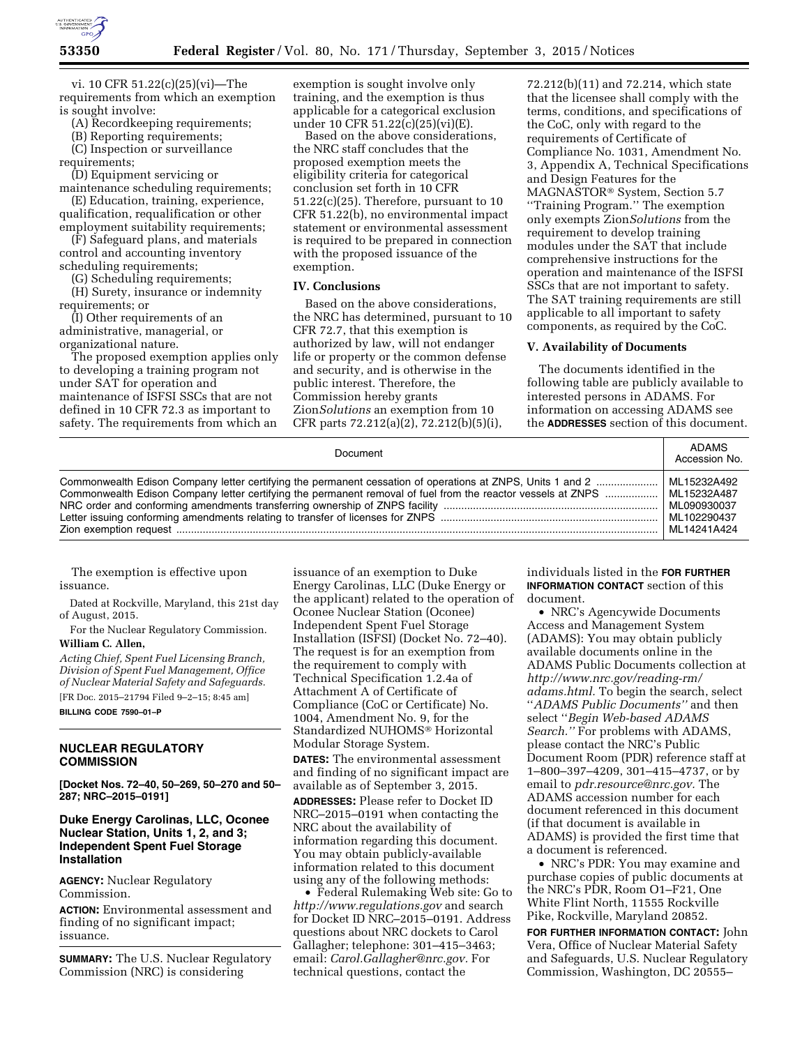vi. 10 CFR 51.22(c)(25)(vi)—The requirements from which an exemption is sought involve:

(A) Recordkeeping requirements;

(B) Reporting requirements;

(C) Inspection or surveillance requirements;

(D) Equipment servicing or maintenance scheduling requirements;

(E) Education, training, experience, qualification, requalification or other employment suitability requirements;

(F) Safeguard plans, and materials control and accounting inventory scheduling requirements;

(G) Scheduling requirements;

(H) Surety, insurance or indemnity requirements; or

(I) Other requirements of an administrative, managerial, or organizational nature.

The proposed exemption applies only to developing a training program not under SAT for operation and maintenance of ISFSI SSCs that are not defined in 10 CFR 72.3 as important to safety. The requirements from which an exemption is sought involve only training, and the exemption is thus applicable for a categorical exclusion under 10 CFR 51.22(c)(25)(vi)(E).

Based on the above considerations, the NRC staff concludes that the proposed exemption meets the eligibility criteria for categorical conclusion set forth in 10 CFR 51.22(c)(25). Therefore, pursuant to 10 CFR 51.22(b), no environmental impact statement or environmental assessment is required to be prepared in connection with the proposed issuance of the exemption.

## IV. Conclusions

Based on the above considerations, the NRC has determined, pursuant to 10 CFR 72.7, that this exemption is authorized by law, will not endanger life or property or the common defense and security, and is otherwise in the public interest. Therefore, the Commission hereby grants Zion*Solutions* an exemption from 10 CFR parts 72.212(a)(2), 72.212(b)(5)(i), 72.212(b)(11) and 72.214, which state that the licensee shall comply with the terms, conditions, and specifications of the CoC, only with regard to the requirements of Certificate of Compliance No. 1031, Amendment No. 3, Appendix A, Technical Specifications and Design Features for the MAGNASTOR® System, Section 5.7 ''Training Program.'' The exemption only exempts Zion*Solutions* from the requirement to develop training modules under the SAT that include comprehensive instructions for the operation and maintenance of the ISFSI SSCs that are not important to safety. The SAT training requirements are still applicable to all important to safety components, as required by the CoC.

## V. Availability of Documents

The documents identified in the following table are publicly available to interested persons in ADAMS. For information on accessing ADAMS see the **ADDRESSES** section of this document.

| Document | ADAMS Accession No. |
|---|---|
| Commonwealth Edison Company letter certifying the permanent cessation of operations at ZNPS, Units 1 and 2 | ML15232A492 |
| Commonwealth Edison Company letter certifying the permanent removal of fuel from the reactor vessels at ZNPS | ML15232A487 |
| NRC order and conforming amendments transferring ownership of ZNPS facility | ML090930037 |
| Letter issuing conforming amendments relating to transfer of licenses for ZNPS | ML102290437 |
| Zion exemption request | ML14241A424 |

The exemption is effective upon issuance.

Dated at Rockville, Maryland, this 21st day of August, 2015.

For the Nuclear Regulatory Commission.

**William C. Allen,**

*Acting Chief, Spent Fuel Licensing Branch, Division of Spent Fuel Management, Office of Nuclear Material Safety and Safeguards.*

[FR Doc. 2015–21794 Filed 9–2–15; 8:45 am]

**BILLING CODE 7590–01–P**

## NUCLEAR REGULATORY COMMISSION

**[Docket Nos. 72–40, 50–269, 50–270 and 50–287; NRC–2015–0191]**

### Duke Energy Carolinas, LLC, Oconee Nuclear Station, Units 1, 2, and 3; Independent Spent Fuel Storage Installation

**AGENCY:** Nuclear Regulatory Commission.

**ACTION:** Environmental assessment and finding of no significant impact; issuance.

**SUMMARY:** The U.S. Nuclear Regulatory Commission (NRC) is considering issuance of an exemption to Duke Energy Carolinas, LLC (Duke Energy or the applicant) related to the operation of Oconee Nuclear Station (Oconee) Independent Spent Fuel Storage Installation (ISFSI) (Docket No. 72–40). The request is for an exemption from the requirement to comply with Technical Specification 1.2.4a of Attachment A of Certificate of Compliance (CoC or Certificate) No. 1004, Amendment No. 9, for the Standardized NUHOMS® Horizontal Modular Storage System.

**DATES:** The environmental assessment and finding of no significant impact are available as of September 3, 2015.

**ADDRESSES:** Please refer to Docket ID NRC–2015–0191 when contacting the NRC about the availability of information regarding this document. You may obtain publicly-available information related to this document using any of the following methods:

- Federal Rulemaking Web site: Go to *http://www.regulations.gov* and search for Docket ID NRC–2015–0191. Address questions about NRC dockets to Carol Gallagher; telephone: 301–415–3463; email: *Carol.Gallagher@nrc.gov.* For technical questions, contact the individuals listed in the **FOR FURTHER INFORMATION CONTACT** section of this document.
- NRC's Agencywide Documents Access and Management System (ADAMS): You may obtain publicly available documents online in the ADAMS Public Documents collection at *http://www.nrc.gov/reading-rm/adams.html.* To begin the search, select ''*ADAMS Public Documents''* and then select ''*Begin Web-based ADAMS Search.''* For problems with ADAMS, please contact the NRC's Public Document Room (PDR) reference staff at 1–800–397–4209, 301–415–4737, or by email to *pdr.resource@nrc.gov.* The ADAMS accession number for each document referenced in this document (if that document is available in ADAMS) is provided the first time that a document is referenced.
- NRC's PDR: You may examine and purchase copies of public documents at the NRC's PDR, Room O1–F21, One White Flint North, 11555 Rockville Pike, Rockville, Maryland 20852.

**FOR FURTHER INFORMATION CONTACT:** John Vera, Office of Nuclear Material Safety and Safeguards, U.S. Nuclear Regulatory Commission, Washington, DC 20555–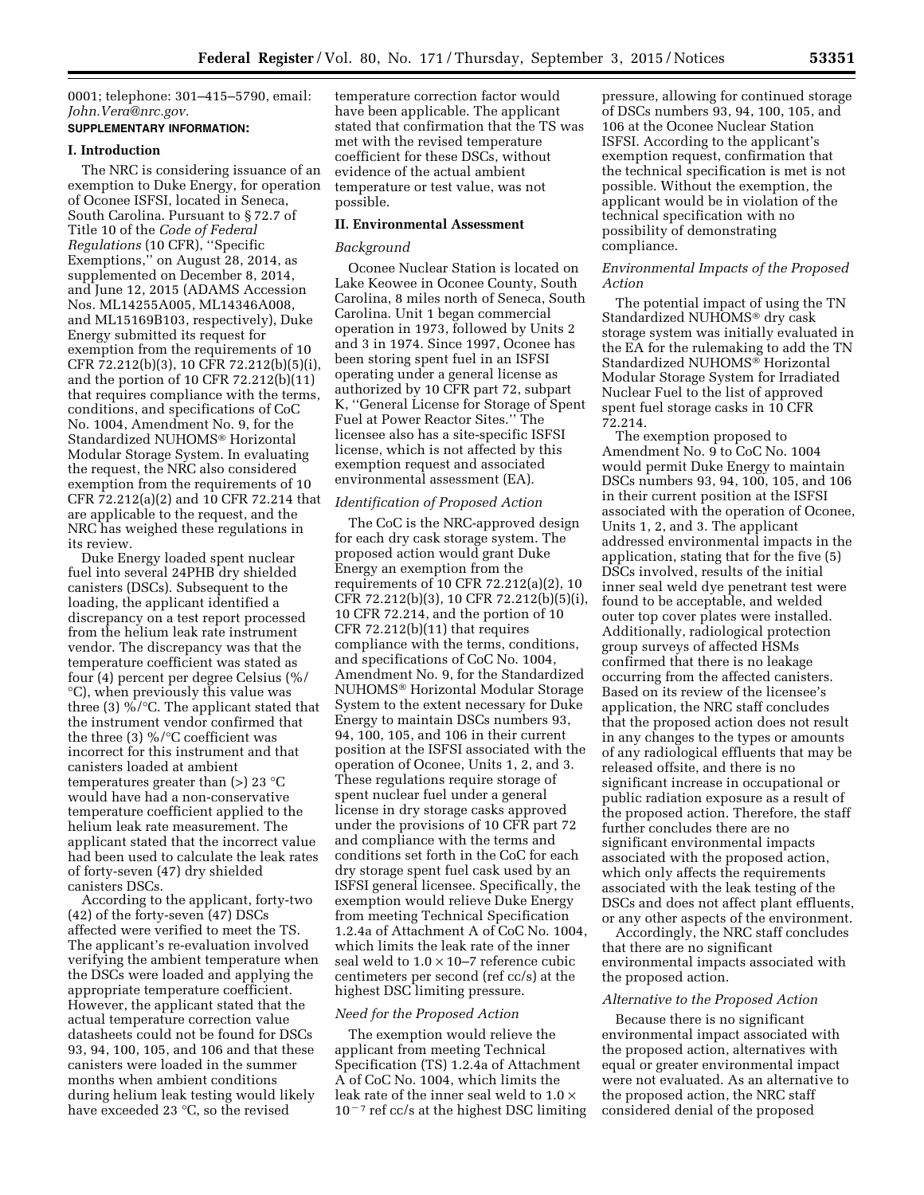0001; telephone: 301–415–5790, email: *John.Vera@nrc.gov.*

**SUPPLEMENTARY INFORMATION:**

## I. Introduction

The NRC is considering issuance of an exemption to Duke Energy, for operation of Oconee ISFSI, located in Seneca, South Carolina. Pursuant to § 72.7 of Title 10 of the *Code of Federal Regulations* (10 CFR), ''Specific Exemptions,'' on August 28, 2014, as supplemented on December 8, 2014, and June 12, 2015 (ADAMS Accession Nos. ML14255A005, ML14346A008, and ML15169B103, respectively), Duke Energy submitted its request for exemption from the requirements of 10 CFR 72.212(b)(3), 10 CFR 72.212(b)(5)(i), and the portion of 10 CFR 72.212(b)(11) that requires compliance with the terms, conditions, and specifications of CoC No. 1004, Amendment No. 9, for the Standardized NUHOMS® Horizontal Modular Storage System. In evaluating the request, the NRC also considered exemption from the requirements of 10 CFR 72.212(a)(2) and 10 CFR 72.214 that are applicable to the request, and the NRC has weighed these regulations in its review.

Duke Energy loaded spent nuclear fuel into several 24PHB dry shielded canisters (DSCs). Subsequent to the loading, the applicant identified a discrepancy on a test report processed from the helium leak rate instrument vendor. The discrepancy was that the temperature coefficient was stated as four (4) percent per degree Celsius (%/°C), when previously this value was three (3) %/°C. The applicant stated that the instrument vendor confirmed that the three (3) %/°C coefficient was incorrect for this instrument and that canisters loaded at ambient temperatures greater than (>) 23 °C would have had a non-conservative temperature coefficient applied to the helium leak rate measurement. The applicant stated that the incorrect value had been used to calculate the leak rates of forty-seven (47) dry shielded canisters DSCs.

According to the applicant, forty-two (42) of the forty-seven (47) DSCs affected were verified to meet the TS. The applicant's re-evaluation involved verifying the ambient temperature when the DSCs were loaded and applying the appropriate temperature coefficient. However, the applicant stated that the actual temperature correction value datasheets could not be found for DSCs 93, 94, 100, 105, and 106 and that these canisters were loaded in the summer months when ambient conditions during helium leak testing would likely have exceeded 23 °C, so the revised temperature correction factor would have been applicable. The applicant stated that confirmation that the TS was met with the revised temperature coefficient for these DSCs, without evidence of the actual ambient temperature or test value, was not possible.

## II. Environmental Assessment

### *Background*

Oconee Nuclear Station is located on Lake Keowee in Oconee County, South Carolina, 8 miles north of Seneca, South Carolina. Unit 1 began commercial operation in 1973, followed by Units 2 and 3 in 1974. Since 1997, Oconee has been storing spent fuel in an ISFSI operating under a general license as authorized by 10 CFR part 72, subpart K, ''General License for Storage of Spent Fuel at Power Reactor Sites.'' The licensee also has a site-specific ISFSI license, which is not affected by this exemption request and associated environmental assessment (EA).

### *Identification of Proposed Action*

The CoC is the NRC-approved design for each dry cask storage system. The proposed action would grant Duke Energy an exemption from the requirements of 10 CFR 72.212(a)(2), 10 CFR 72.212(b)(3), 10 CFR 72.212(b)(5)(i), 10 CFR 72.214, and the portion of 10 CFR 72.212(b)(11) that requires compliance with the terms, conditions, and specifications of CoC No. 1004, Amendment No. 9, for the Standardized NUHOMS® Horizontal Modular Storage System to the extent necessary for Duke Energy to maintain DSCs numbers 93, 94, 100, 105, and 106 in their current position at the ISFSI associated with the operation of Oconee, Units 1, 2, and 3. These regulations require storage of spent nuclear fuel under a general license in dry storage casks approved under the provisions of 10 CFR part 72 and compliance with the terms and conditions set forth in the CoC for each dry storage spent fuel cask used by an ISFSI general licensee. Specifically, the exemption would relieve Duke Energy from meeting Technical Specification 1.2.4a of Attachment A of CoC No. 1004, which limits the leak rate of the inner seal weld to $1.0 \times 10{-}7$ reference cubic centimeters per second (ref cc/s) at the highest DSC limiting pressure.

### *Need for the Proposed Action*

The exemption would relieve the applicant from meeting Technical Specification (TS) 1.2.4a of Attachment A of CoC No. 1004, which limits the leak rate of the inner seal weld to $1.0 \times 10^{-7}$ ref cc/s at the highest DSC limiting pressure, allowing for continued storage of DSCs numbers 93, 94, 100, 105, and 106 at the Oconee Nuclear Station ISFSI. According to the applicant's exemption request, confirmation that the technical specification is met is not possible. Without the exemption, the applicant would be in violation of the technical specification with no possibility of demonstrating compliance.

### *Environmental Impacts of the Proposed Action*

The potential impact of using the TN Standardized NUHOMS® dry cask storage system was initially evaluated in the EA for the rulemaking to add the TN Standardized NUHOMS® Horizontal Modular Storage System for Irradiated Nuclear Fuel to the list of approved spent fuel storage casks in 10 CFR 72.214.

The exemption proposed to Amendment No. 9 to CoC No. 1004 would permit Duke Energy to maintain DSCs numbers 93, 94, 100, 105, and 106 in their current position at the ISFSI associated with the operation of Oconee, Units 1, 2, and 3. The applicant addressed environmental impacts in the application, stating that for the five (5) DSCs involved, results of the initial inner seal weld dye penetrant test were found to be acceptable, and welded outer top cover plates were installed. Additionally, radiological protection group surveys of affected HSMs confirmed that there is no leakage occurring from the affected canisters. Based on its review of the licensee's application, the NRC staff concludes that the proposed action does not result in any changes to the types or amounts of any radiological effluents that may be released offsite, and there is no significant increase in occupational or public radiation exposure as a result of the proposed action. Therefore, the staff further concludes there are no significant environmental impacts associated with the proposed action, which only affects the requirements associated with the leak testing of the DSCs and does not affect plant effluents, or any other aspects of the environment.

Accordingly, the NRC staff concludes that there are no significant environmental impacts associated with the proposed action.

### *Alternative to the Proposed Action*

Because there is no significant environmental impact associated with the proposed action, alternatives with equal or greater environmental impact were not evaluated. As an alternative to the proposed action, the NRC staff considered denial of the proposed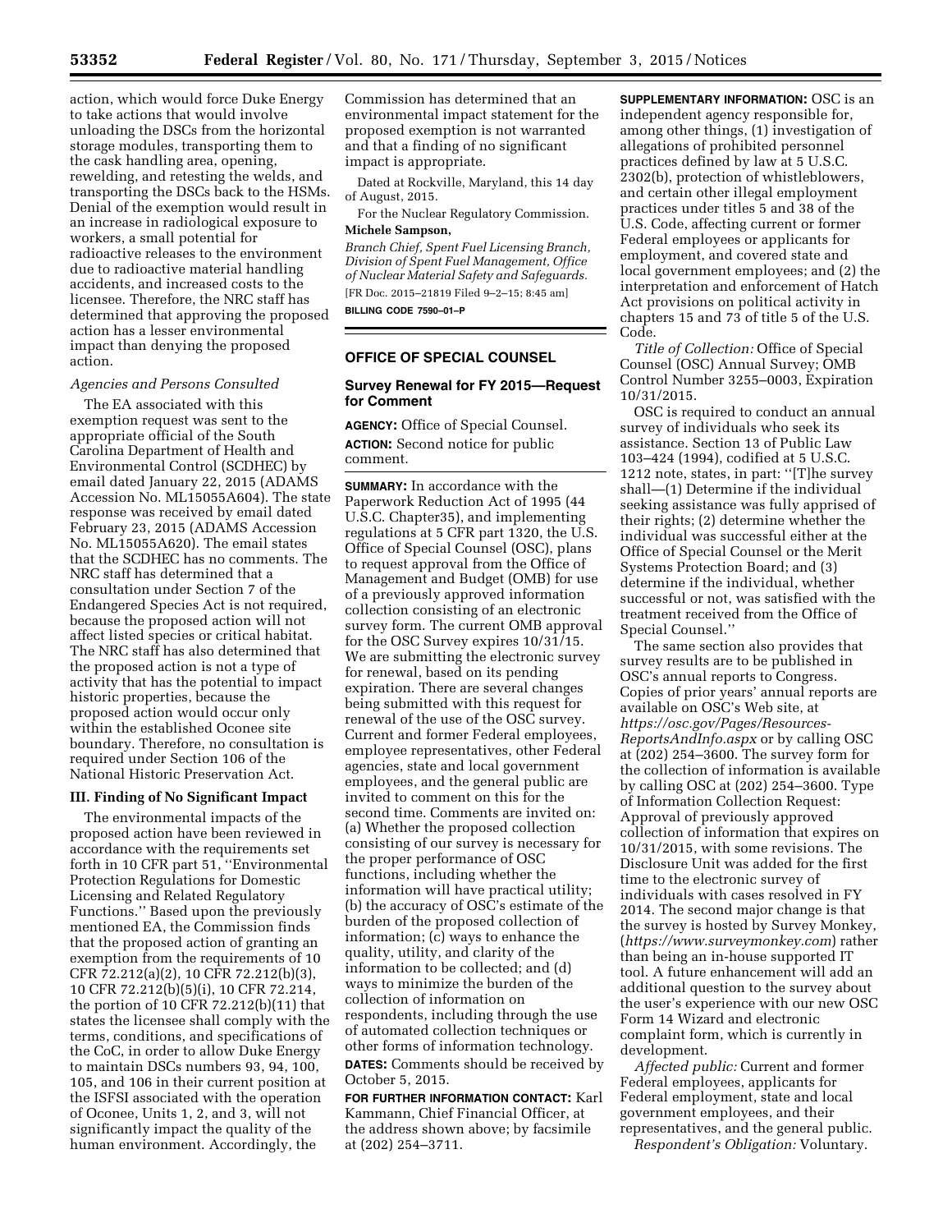action, which would force Duke Energy to take actions that would involve unloading the DSCs from the horizontal storage modules, transporting them to the cask handling area, opening, rewelding, and retesting the welds, and transporting the DSCs back to the HSMs. Denial of the exemption would result in an increase in radiological exposure to workers, a small potential for radioactive releases to the environment due to radioactive material handling accidents, and increased costs to the licensee. Therefore, the NRC staff has determined that approving the proposed action has a lesser environmental impact than denying the proposed action.

*Agencies and Persons Consulted*

The EA associated with this exemption request was sent to the appropriate official of the South Carolina Department of Health and Environmental Control (SCDHEC) by email dated January 22, 2015 (ADAMS Accession No. ML15055A604). The state response was received by email dated February 23, 2015 (ADAMS Accession No. ML15055A620). The email states that the SCDHEC has no comments. The NRC staff has determined that a consultation under Section 7 of the Endangered Species Act is not required, because the proposed action will not affect listed species or critical habitat. The NRC staff has also determined that the proposed action is not a type of activity that has the potential to impact historic properties, because the proposed action would occur only within the established Oconee site boundary. Therefore, no consultation is required under Section 106 of the National Historic Preservation Act.

**III. Finding of No Significant Impact**

The environmental impacts of the proposed action have been reviewed in accordance with the requirements set forth in 10 CFR part 51, ''Environmental Protection Regulations for Domestic Licensing and Related Regulatory Functions.'' Based upon the previously mentioned EA, the Commission finds that the proposed action of granting an exemption from the requirements of 10 CFR 72.212(a)(2), 10 CFR 72.212(b)(3), 10 CFR 72.212(b)(5)(i), 10 CFR 72.214, the portion of 10 CFR 72.212(b)(11) that states the licensee shall comply with the terms, conditions, and specifications of the CoC, in order to allow Duke Energy to maintain DSCs numbers 93, 94, 100, 105, and 106 in their current position at the ISFSI associated with the operation of Oconee, Units 1, 2, and 3, will not significantly impact the quality of the human environment. Accordingly, the Commission has determined that an environmental impact statement for the proposed exemption is not warranted and that a finding of no significant impact is appropriate.

Dated at Rockville, Maryland, this 14 day of August, 2015.

For the Nuclear Regulatory Commission.

**Michele Sampson,**

*Branch Chief, Spent Fuel Licensing Branch, Division of Spent Fuel Management, Office of Nuclear Material Safety and Safeguards.*

[FR Doc. 2015–21819 Filed 9–2–15; 8:45 am]

**BILLING CODE 7590–01–P**

## OFFICE OF SPECIAL COUNSEL

### Survey Renewal for FY 2015—Request for Comment

**AGENCY:** Office of Special Counsel.

**ACTION:** Second notice for public comment.

**SUMMARY:** In accordance with the Paperwork Reduction Act of 1995 (44 U.S.C. Chapter35), and implementing regulations at 5 CFR part 1320, the U.S. Office of Special Counsel (OSC), plans to request approval from the Office of Management and Budget (OMB) for use of a previously approved information collection consisting of an electronic survey form. The current OMB approval for the OSC Survey expires 10/31/15. We are submitting the electronic survey for renewal, based on its pending expiration. There are several changes being submitted with this request for renewal of the use of the OSC survey. Current and former Federal employees, employee representatives, other Federal agencies, state and local government employees, and the general public are invited to comment on this for the second time. Comments are invited on: (a) Whether the proposed collection consisting of our survey is necessary for the proper performance of OSC functions, including whether the information will have practical utility; (b) the accuracy of OSC's estimate of the burden of the proposed collection of information; (c) ways to enhance the quality, utility, and clarity of the information to be collected; and (d) ways to minimize the burden of the collection of information on respondents, including through the use of automated collection techniques or other forms of information technology.

**DATES:** Comments should be received by October 5, 2015.

**FOR FURTHER INFORMATION CONTACT:** Karl Kammann, Chief Financial Officer, at the address shown above; by facsimile at (202) 254–3711.

**SUPPLEMENTARY INFORMATION:** OSC is an independent agency responsible for, among other things, (1) investigation of allegations of prohibited personnel practices defined by law at 5 U.S.C. 2302(b), protection of whistleblowers, and certain other illegal employment practices under titles 5 and 38 of the U.S. Code, affecting current or former Federal employees or applicants for employment, and covered state and local government employees; and (2) the interpretation and enforcement of Hatch Act provisions on political activity in chapters 15 and 73 of title 5 of the U.S. Code.

*Title of Collection:* Office of Special Counsel (OSC) Annual Survey; OMB Control Number 3255–0003, Expiration 10/31/2015.

OSC is required to conduct an annual survey of individuals who seek its assistance. Section 13 of Public Law 103–424 (1994), codified at 5 U.S.C. 1212 note, states, in part: ''[T]he survey shall—(1) Determine if the individual seeking assistance was fully apprised of their rights; (2) determine whether the individual was successful either at the Office of Special Counsel or the Merit Systems Protection Board; and (3) determine if the individual, whether successful or not, was satisfied with the treatment received from the Office of Special Counsel.''

The same section also provides that survey results are to be published in OSC's annual reports to Congress. Copies of prior years' annual reports are available on OSC's Web site, at *https://osc.gov/Pages/Resources-ReportsAndInfo.aspx* or by calling OSC at (202) 254–3600. The survey form for the collection of information is available by calling OSC at (202) 254–3600. Type of Information Collection Request: Approval of previously approved collection of information that expires on 10/31/2015, with some revisions. The Disclosure Unit was added for the first time to the electronic survey of individuals with cases resolved in FY 2014. The second major change is that the survey is hosted by Survey Monkey, (*https://www.surveymonkey.com*) rather than being an in-house supported IT tool. A future enhancement will add an additional question to the survey about the user's experience with our new OSC Form 14 Wizard and electronic complaint form, which is currently in development.

*Affected public:* Current and former Federal employees, applicants for Federal employment, state and local government employees, and their representatives, and the general public.

*Respondent's Obligation:* Voluntary.